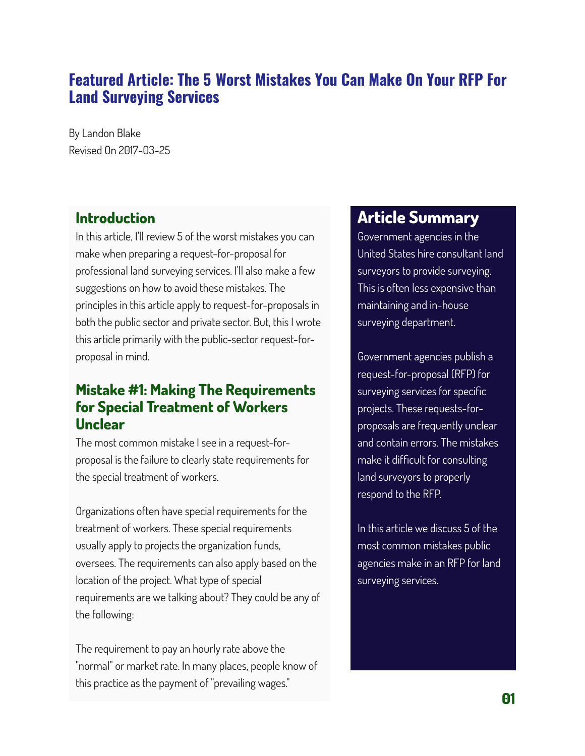# Featured Article: The 5 Worst Mistakes You Can Make On Your RFP For Land Surveying Services

By Landon Blake
Revised On 2017-03-25

## Introduction

In this article, I'll review 5 of the worst mistakes you can make when preparing a request-for-proposal for professional land surveying services. I'll also make a few suggestions on how to avoid these mistakes. The principles in this article apply to request-for-proposals in both the public sector and private sector. But, this I wrote this article primarily with the public-sector request-for-proposal in mind.

## Mistake #1: Making The Requirements for Special Treatment of Workers Unclear

The most common mistake I see in a request-for-proposal is the failure to clearly state requirements for the special treatment of workers.

Organizations often have special requirements for the treatment of workers. These special requirements usually apply to projects the organization funds, oversees. The requirements can also apply based on the location of the project. What type of special requirements are we talking about? They could be any of the following:

The requirement to pay an hourly rate above the "normal" or market rate. In many places, people know of this practice as the payment of "prevailing wages."

## Article Summary

Government agencies in the United States hire consultant land surveyors to provide surveying. This is often less expensive than maintaining and in-house surveying department.

Government agencies publish a request-for-proposal (RFP) for surveying services for specific projects. These requests-for-proposals are frequently unclear and contain errors. The mistakes make it difficult for consulting land surveyors to properly respond to the RFP.

In this article we discuss 5 of the most common mistakes public agencies make in an RFP for land surveying services.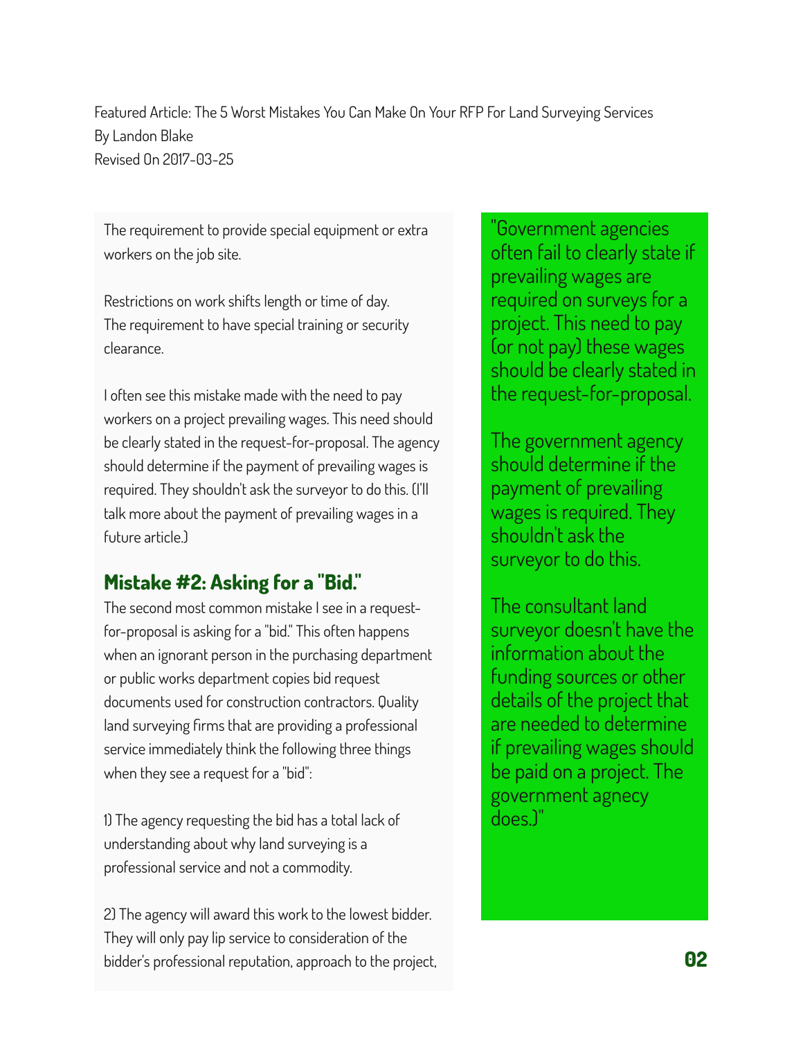Featured Article: The 5 Worst Mistakes You Can Make On Your RFP For Land Surveying Services
By Landon Blake
Revised On 2017-03-25

The requirement to provide special equipment or extra workers on the job site.

Restrictions on work shifts length or time of day.
The requirement to have special training or security clearance.

I often see this mistake made with the need to pay workers on a project prevailing wages. This need should be clearly stated in the request-for-proposal. The agency should determine if the payment of prevailing wages is required. They shouldn't ask the surveyor to do this. (I'll talk more about the payment of prevailing wages in a future article.)

## Mistake #2: Asking for a "Bid."

The second most common mistake I see in a request-for-proposal is asking for a "bid." This often happens when an ignorant person in the purchasing department or public works department copies bid request documents used for construction contractors. Quality land surveying firms that are providing a professional service immediately think the following three things when they see a request for a "bid":

1) The agency requesting the bid has a total lack of understanding about why land surveying is a professional service and not a commodity.

2) The agency will award this work to the lowest bidder. They will only pay lip service to consideration of the bidder's professional reputation, approach to the project,

"Government agencies often fail to clearly state if prevailing wages are required on surveys for a project. This need to pay (or not pay) these wages should be clearly stated in the request-for-proposal.

The government agency should determine if the payment of prevailing wages is required. They shouldn't ask the surveyor to do this.

The consultant land surveyor doesn't have the information about the funding sources or other details of the project that are needed to determine if prevailing wages should be paid on a project. The government agnecy does.)"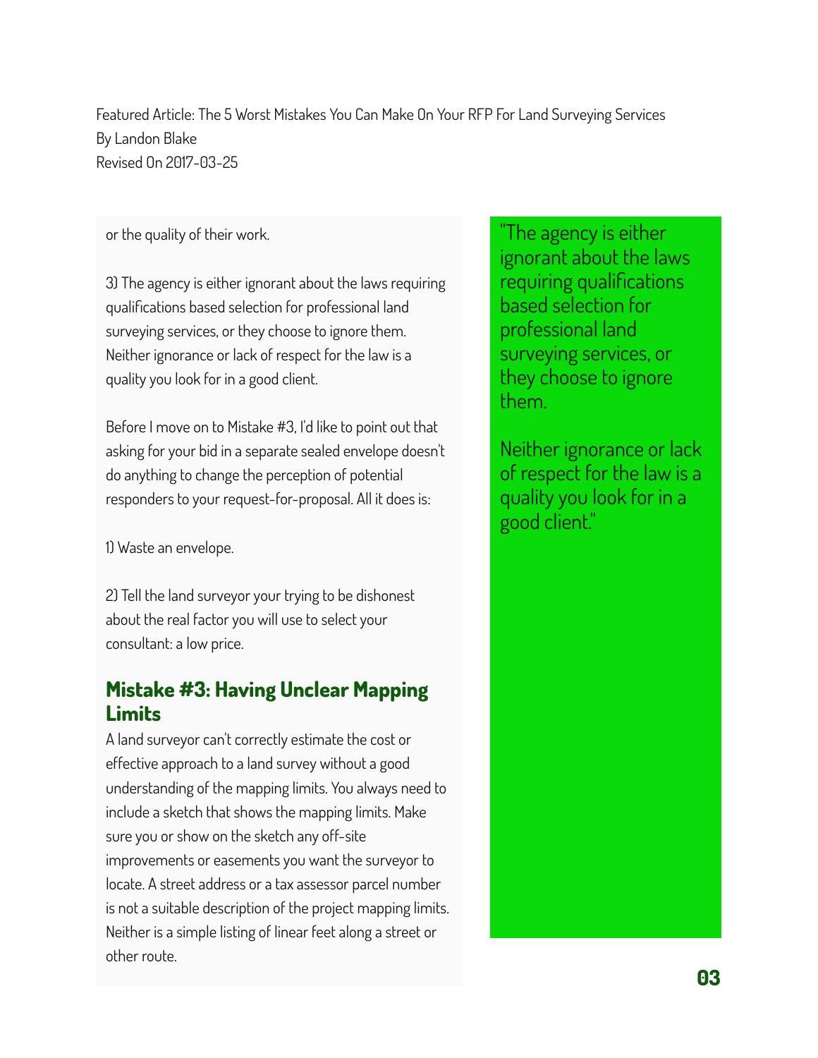or the quality of their work.

3) The agency is either ignorant about the laws requiring qualifications based selection for professional land surveying services, or they choose to ignore them. Neither ignorance or lack of respect for the law is a quality you look for in a good client.

> "The agency is either ignorant about the laws requiring qualifications based selection for professional land surveying services, or they choose to ignore them.
>
> Neither ignorance or lack of respect for the law is a quality you look for in a good client."

Before I move on to Mistake #3, I'd like to point out that asking for your bid in a separate sealed envelope doesn't do anything to change the perception of potential responders to your request-for-proposal. All it does is:

1) Waste an envelope.

2) Tell the land surveyor your trying to be dishonest about the real factor you will use to select your consultant: a low price.

## Mistake #3: Having Unclear Mapping Limits

A land surveyor can't correctly estimate the cost or effective approach to a land survey without a good understanding of the mapping limits. You always need to include a sketch that shows the mapping limits. Make sure you or show on the sketch any off-site improvements or easements you want the surveyor to locate. A street address or a tax assessor parcel number is not a suitable description of the project mapping limits. Neither is a simple listing of linear feet along a street or other route.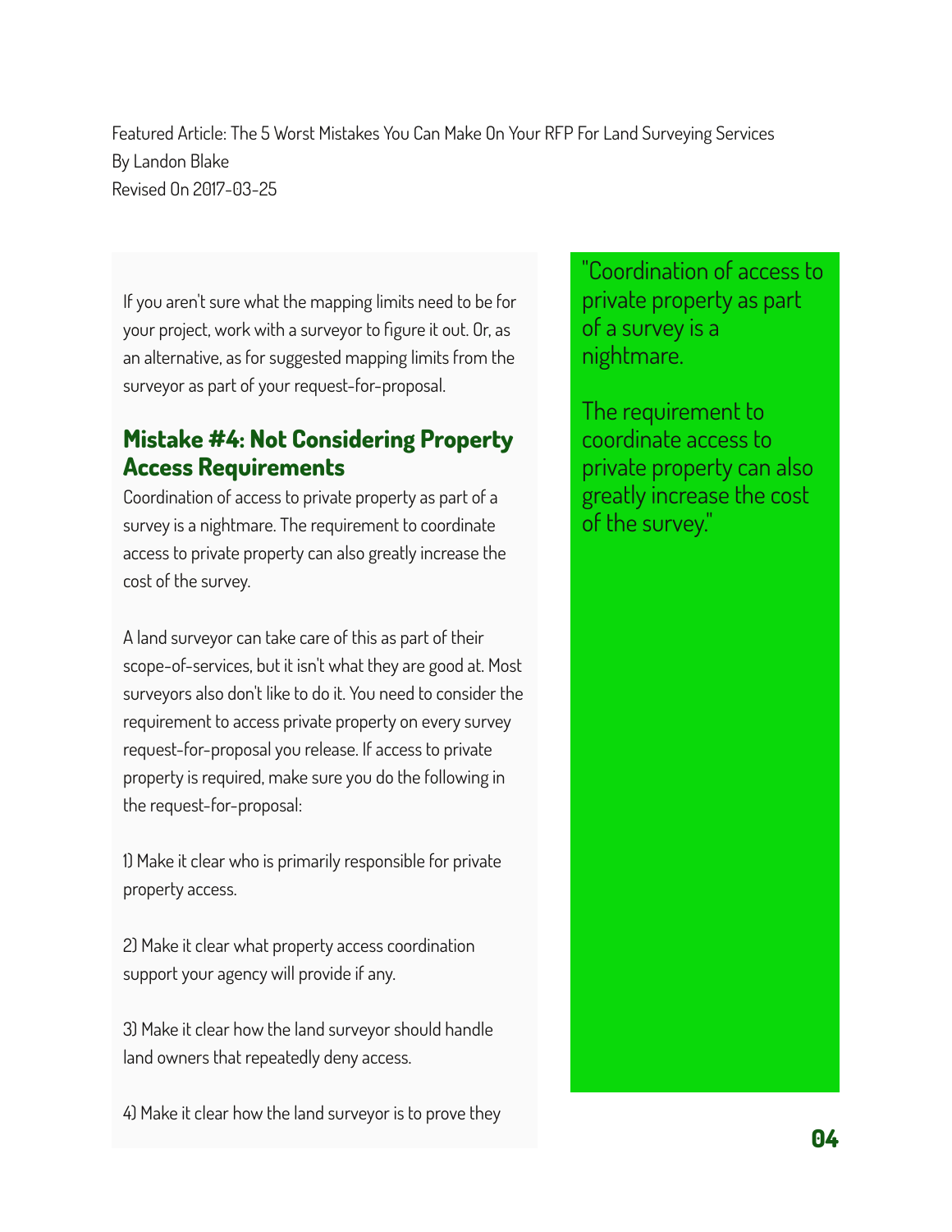Featured Article: The 5 Worst Mistakes You Can Make On Your RFP For Land Surveying Services
By Landon Blake
Revised On 2017-03-25

If you aren't sure what the mapping limits need to be for your project, work with a surveyor to figure it out. Or, as an alternative, as for suggested mapping limits from the surveyor as part of your request-for-proposal.

## Mistake #4: Not Considering Property Access Requirements

Coordination of access to private property as part of a survey is a nightmare. The requirement to coordinate access to private property can also greatly increase the cost of the survey.

A land surveyor can take care of this as part of their scope-of-services, but it isn't what they are good at. Most surveyors also don't like to do it. You need to consider the requirement to access private property on every survey request-for-proposal you release. If access to private property is required, make sure you do the following in the request-for-proposal:

1) Make it clear who is primarily responsible for private property access.

2) Make it clear what property access coordination support your agency will provide if any.

3) Make it clear how the land surveyor should handle land owners that repeatedly deny access.

4) Make it clear how the land surveyor is to prove they

> "Coordination of access to private property as part of a survey is a nightmare.
>
> The requirement to coordinate access to private property can also greatly increase the cost of the survey."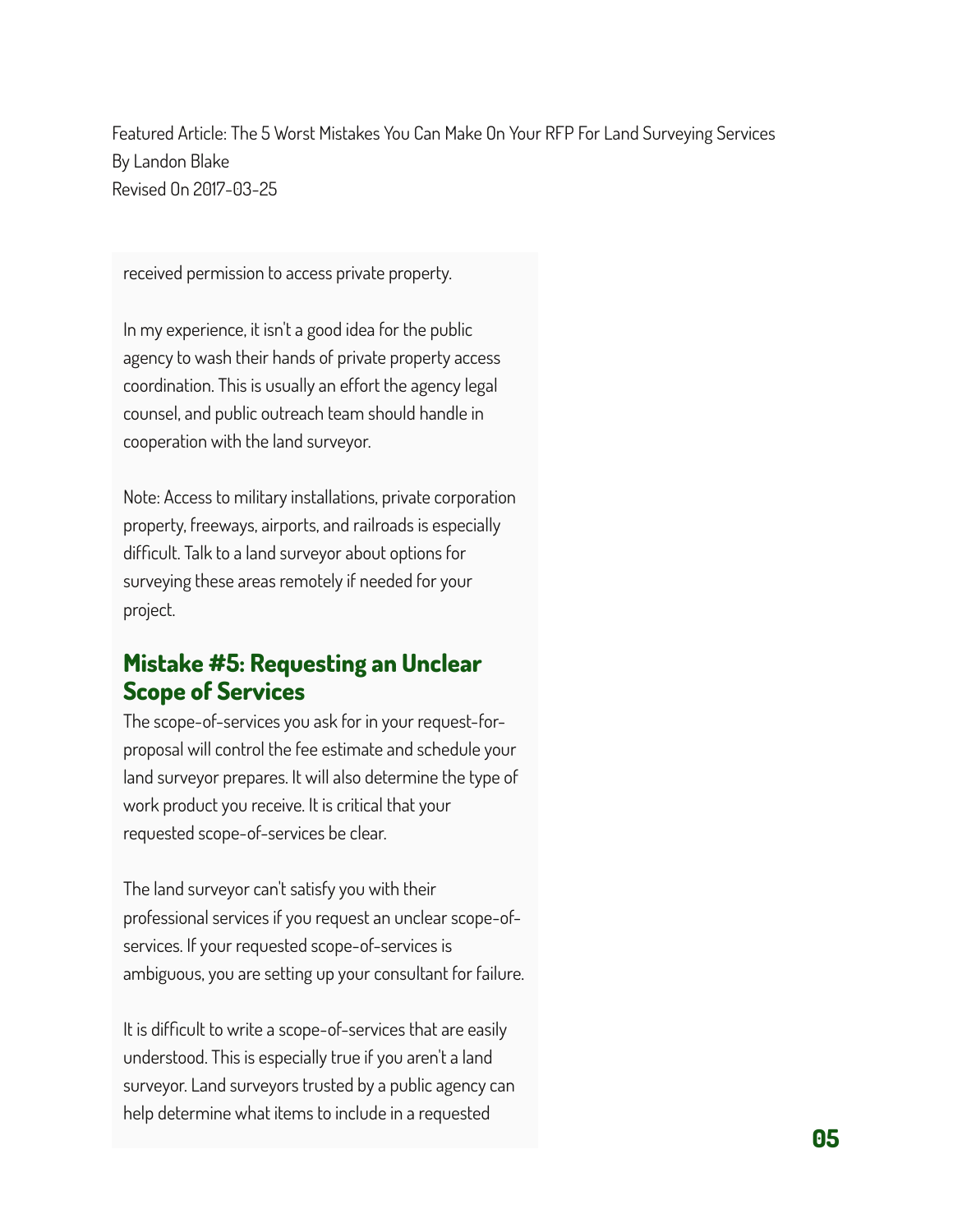received permission to access private property.

In my experience, it isn't a good idea for the public agency to wash their hands of private property access coordination. This is usually an effort the agency legal counsel, and public outreach team should handle in cooperation with the land surveyor.

Note: Access to military installations, private corporation property, freeways, airports, and railroads is especially difficult. Talk to a land surveyor about options for surveying these areas remotely if needed for your project.

## Mistake #5: Requesting an Unclear Scope of Services

The scope-of-services you ask for in your request-for-proposal will control the fee estimate and schedule your land surveyor prepares. It will also determine the type of work product you receive. It is critical that your requested scope-of-services be clear.

The land surveyor can't satisfy you with their professional services if you request an unclear scope-of-services. If your requested scope-of-services is ambiguous, you are setting up your consultant for failure.

It is difficult to write a scope-of-services that are easily understood. This is especially true if you aren't a land surveyor. Land surveyors trusted by a public agency can help determine what items to include in a requested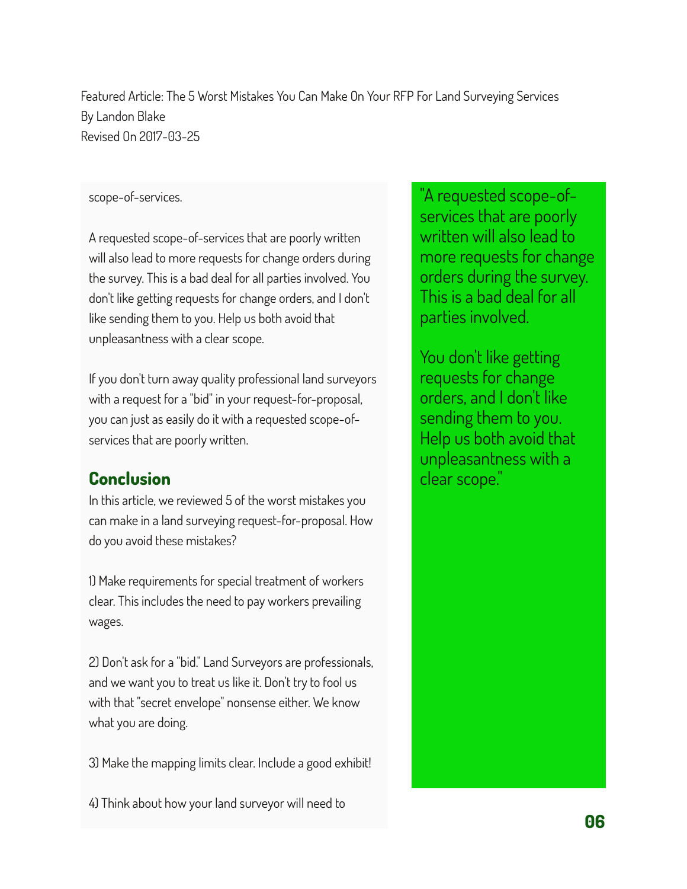scope-of-services.

A requested scope-of-services that are poorly written will also lead to more requests for change orders during the survey. This is a bad deal for all parties involved. You don't like getting requests for change orders, and I don't like sending them to you. Help us both avoid that unpleasantness with a clear scope.

If you don't turn away quality professional land surveyors with a request for a "bid" in your request-for-proposal, you can just as easily do it with a requested scope-of-services that are poorly written.

> "A requested scope-of-services that are poorly written will also lead to more requests for change orders during the survey. This is a bad deal for all parties involved.
>
> You don't like getting requests for change orders, and I don't like sending them to you. Help us both avoid that unpleasantness with a clear scope."

## Conclusion

In this article, we reviewed 5 of the worst mistakes you can make in a land surveying request-for-proposal. How do you avoid these mistakes?

1) Make requirements for special treatment of workers clear. This includes the need to pay workers prevailing wages.

2) Don't ask for a "bid." Land Surveyors are professionals, and we want you to treat us like it. Don't try to fool us with that "secret envelope" nonsense either. We know what you are doing.

3) Make the mapping limits clear. Include a good exhibit!

4) Think about how your land surveyor will need to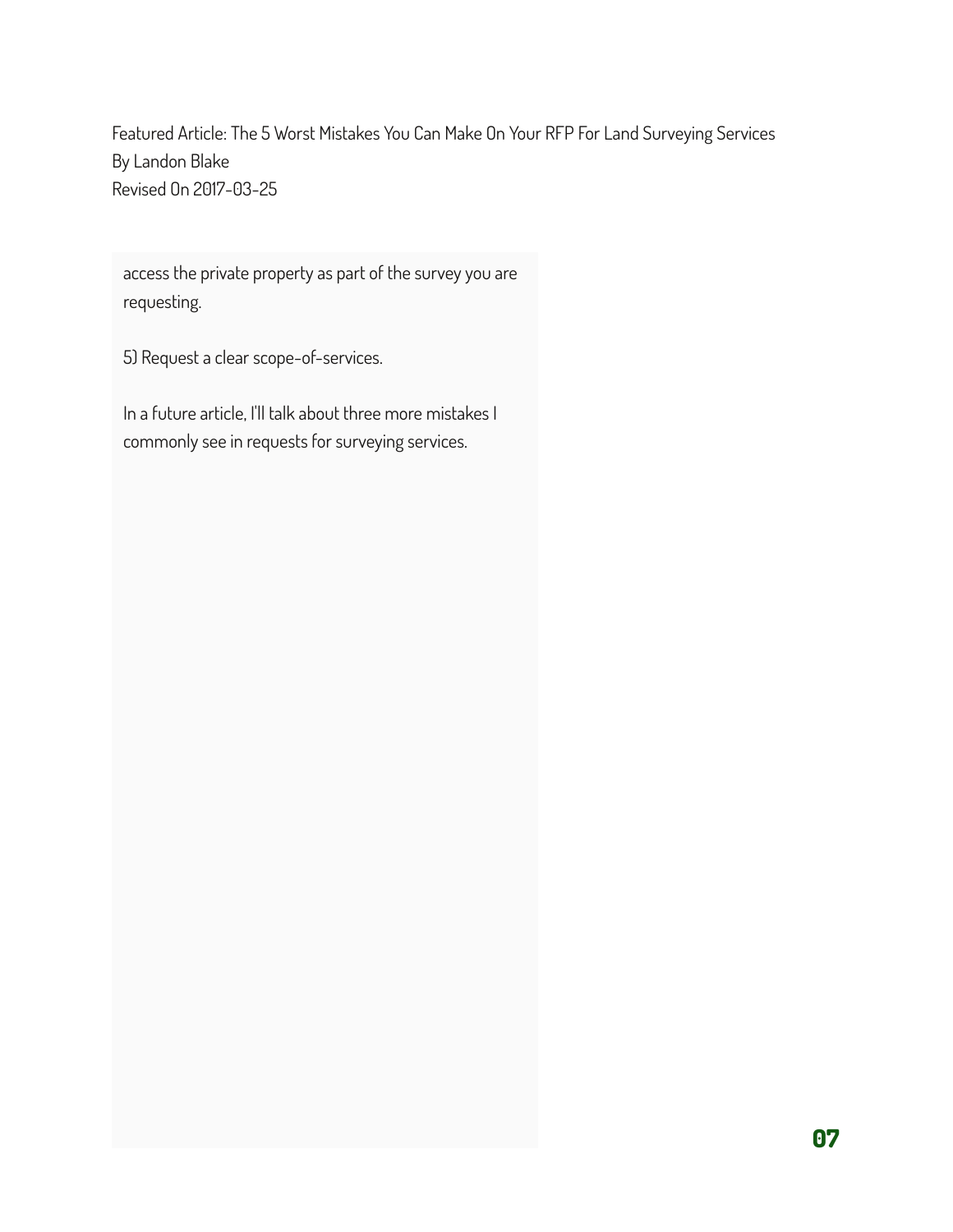Featured Article: The 5 Worst Mistakes You Can Make On Your RFP For Land Surveying Services
By Landon Blake
Revised On 2017-03-25

access the private property as part of the survey you are requesting.

5) Request a clear scope-of-services.

In a future article, I'll talk about three more mistakes I commonly see in requests for surveying services.